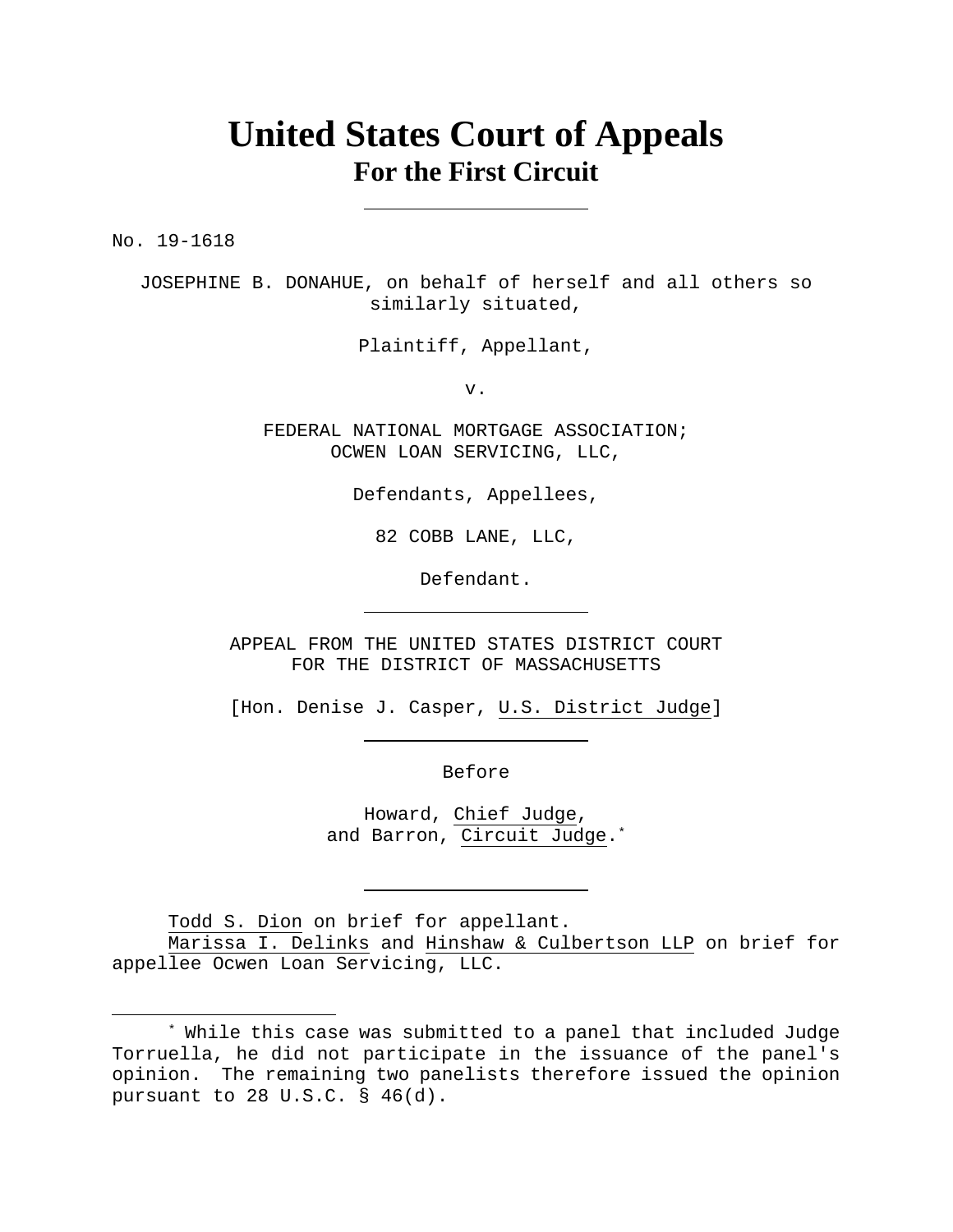# United States Court of Appeals
## For the First Circuit

---

No. 19-1618

JOSEPHINE B. DONAHUE, on behalf of herself and all others so similarly situated,

Plaintiff, Appellant,

v.

FEDERAL NATIONAL MORTGAGE ASSOCIATION; OCWEN LOAN SERVICING, LLC,

Defendants, Appellees,

82 COBB LANE, LLC,

Defendant.

---

APPEAL FROM THE UNITED STATES DISTRICT COURT FOR THE DISTRICT OF MASSACHUSETTS

[Hon. Denise J. Casper, U.S. District Judge]

---

Before

Howard, Chief Judge,
and Barron, Circuit Judge.*

---

Todd S. Dion on brief for appellant.
Marissa I. Delinks and Hinshaw & Culbertson LLP on brief for appellee Ocwen Loan Servicing, LLC.

---

* While this case was submitted to a panel that included Judge Torruella, he did not participate in the issuance of the panel's opinion. The remaining two panelists therefore issued the opinion pursuant to 28 U.S.C. § 46(d).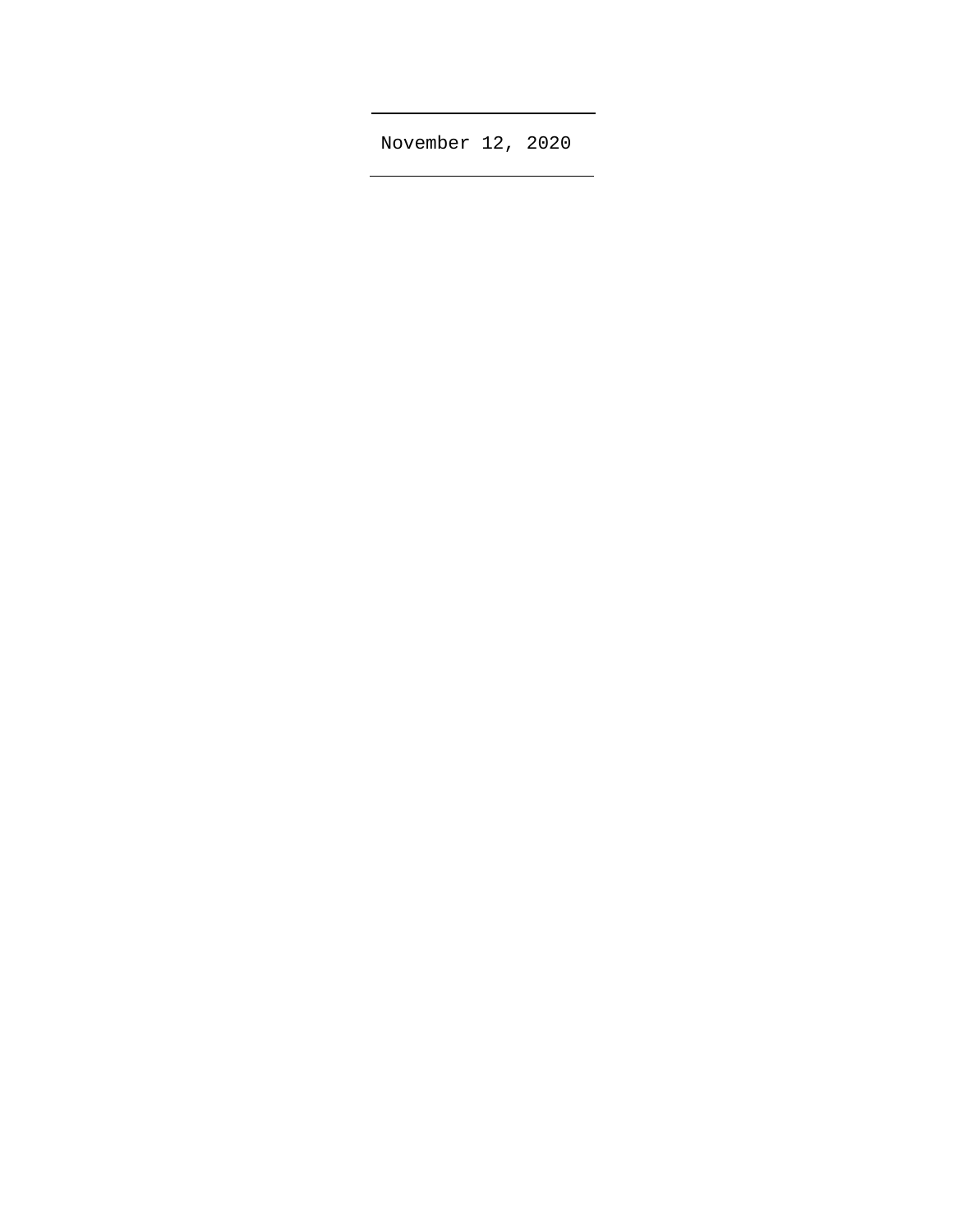November 12, 2020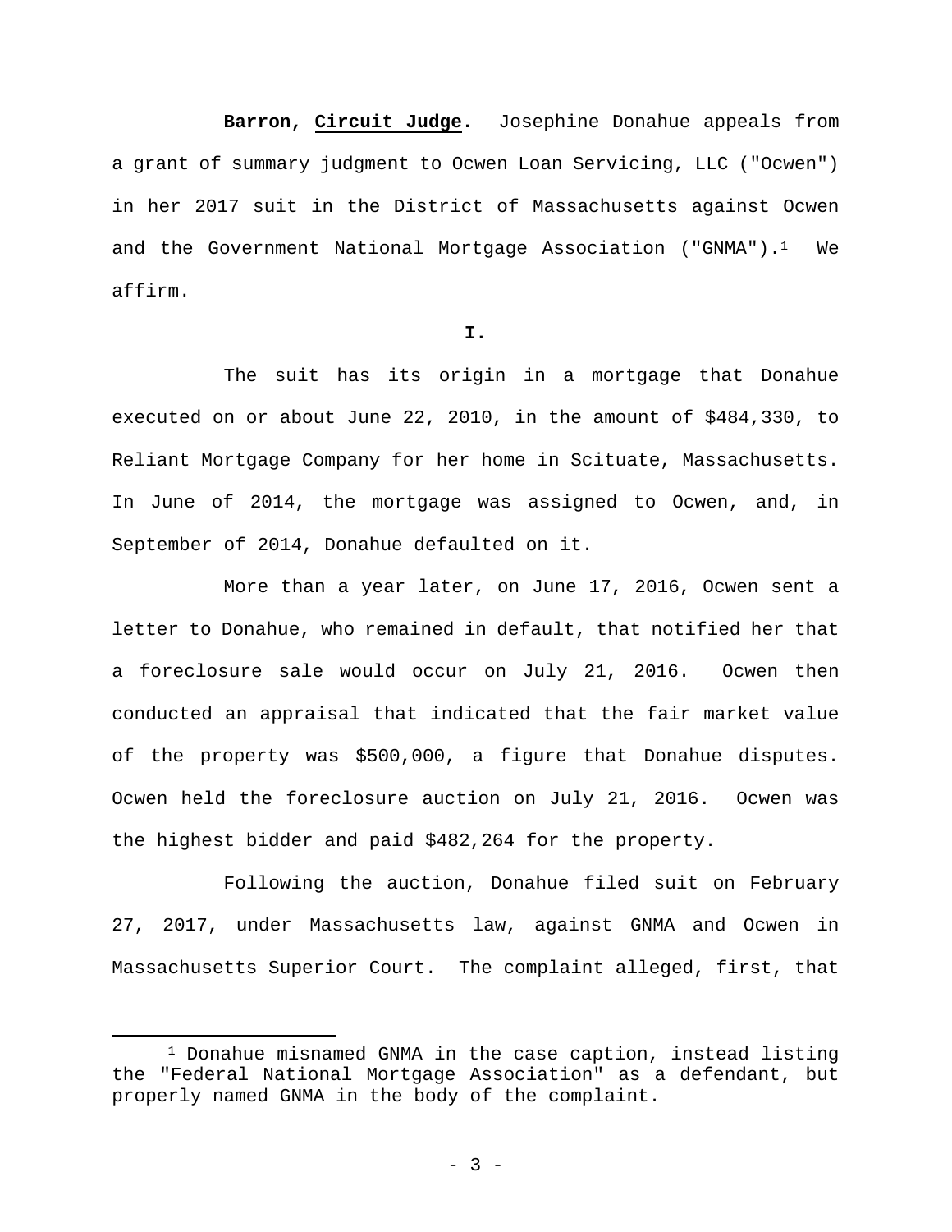**Barron**, **Circuit Judge**. Josephine Donahue appeals from a grant of summary judgment to Ocwen Loan Servicing, LLC ("Ocwen") in her 2017 suit in the District of Massachusetts against Ocwen and the Government National Mortgage Association ("GNMA").[1] We affirm.

**I.**

The suit has its origin in a mortgage that Donahue executed on or about June 22, 2010, in the amount of $484,330, to Reliant Mortgage Company for her home in Scituate, Massachusetts. In June of 2014, the mortgage was assigned to Ocwen, and, in September of 2014, Donahue defaulted on it.

More than a year later, on June 17, 2016, Ocwen sent a letter to Donahue, who remained in default, that notified her that a foreclosure sale would occur on July 21, 2016. Ocwen then conducted an appraisal that indicated that the fair market value of the property was $500,000, a figure that Donahue disputes. Ocwen held the foreclosure auction on July 21, 2016. Ocwen was the highest bidder and paid $482,264 for the property.

Following the auction, Donahue filed suit on February 27, 2017, under Massachusetts law, against GNMA and Ocwen in Massachusetts Superior Court. The complaint alleged, first, that

[1] Donahue misnamed GNMA in the case caption, instead listing the "Federal National Mortgage Association" as a defendant, but properly named GNMA in the body of the complaint.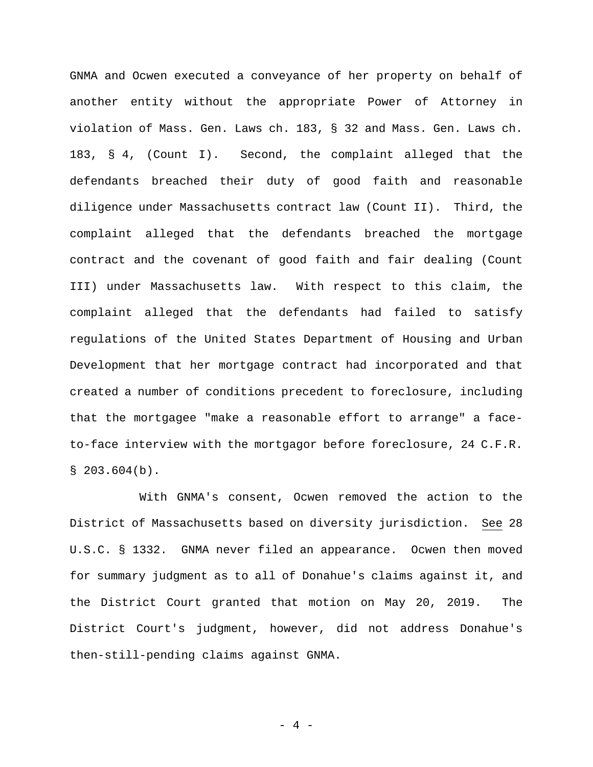GNMA and Ocwen executed a conveyance of her property on behalf of another entity without the appropriate Power of Attorney in violation of Mass. Gen. Laws ch. 183, § 32 and Mass. Gen. Laws ch. 183, § 4, (Count I). Second, the complaint alleged that the defendants breached their duty of good faith and reasonable diligence under Massachusetts contract law (Count II). Third, the complaint alleged that the defendants breached the mortgage contract and the covenant of good faith and fair dealing (Count III) under Massachusetts law. With respect to this claim, the complaint alleged that the defendants had failed to satisfy regulations of the United States Department of Housing and Urban Development that her mortgage contract had incorporated and that created a number of conditions precedent to foreclosure, including that the mortgagee "make a reasonable effort to arrange" a face-to-face interview with the mortgagor before foreclosure, 24 C.F.R. § 203.604(b).

With GNMA's consent, Ocwen removed the action to the District of Massachusetts based on diversity jurisdiction. See 28 U.S.C. § 1332. GNMA never filed an appearance. Ocwen then moved for summary judgment as to all of Donahue's claims against it, and the District Court granted that motion on May 20, 2019. The District Court's judgment, however, did not address Donahue's then-still-pending claims against GNMA.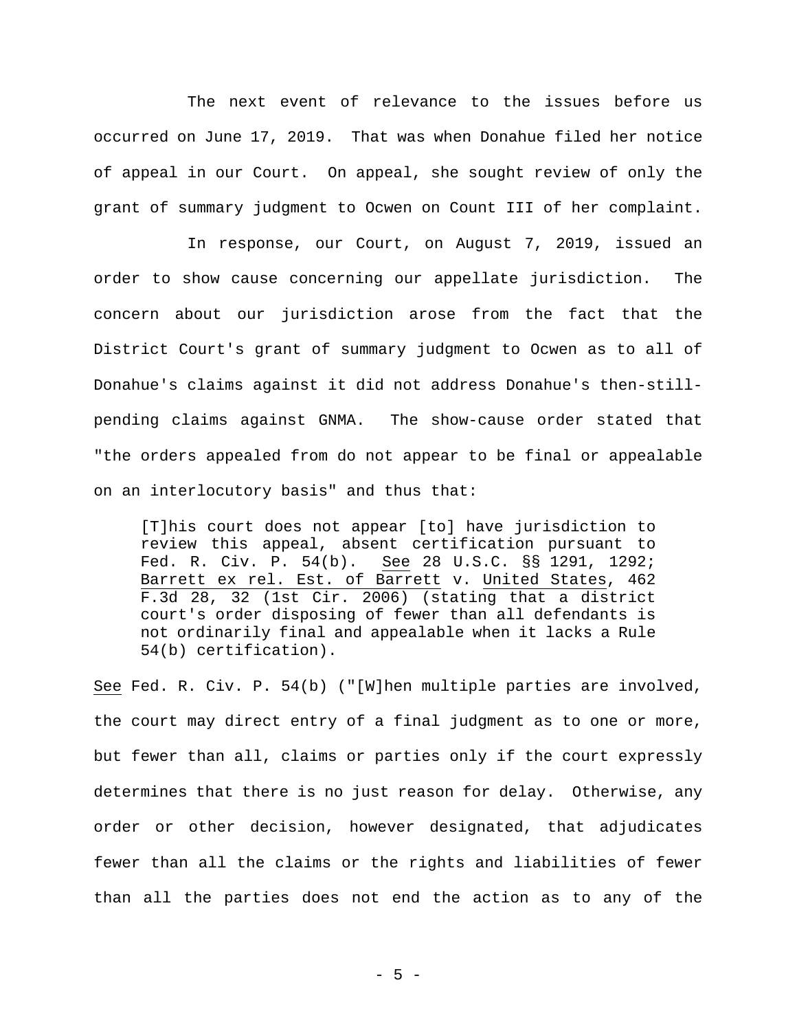The next event of relevance to the issues before us occurred on June 17, 2019. That was when Donahue filed her notice of appeal in our Court. On appeal, she sought review of only the grant of summary judgment to Ocwen on Count III of her complaint.

In response, our Court, on August 7, 2019, issued an order to show cause concerning our appellate jurisdiction. The concern about our jurisdiction arose from the fact that the District Court's grant of summary judgment to Ocwen as to all of Donahue's claims against it did not address Donahue's then-still-pending claims against GNMA. The show-cause order stated that "the orders appealed from do not appear to be final or appealable on an interlocutory basis" and thus that:

> [T]his court does not appear [to] have jurisdiction to review this appeal, absent certification pursuant to Fed. R. Civ. P. 54(b). See 28 U.S.C. §§ 1291, 1292; Barrett ex rel. Est. of Barrett v. United States, 462 F.3d 28, 32 (1st Cir. 2006) (stating that a district court's order disposing of fewer than all defendants is not ordinarily final and appealable when it lacks a Rule 54(b) certification).

See Fed. R. Civ. P. 54(b) ("[W]hen multiple parties are involved, the court may direct entry of a final judgment as to one or more, but fewer than all, claims or parties only if the court expressly determines that there is no just reason for delay. Otherwise, any order or other decision, however designated, that adjudicates fewer than all the claims or the rights and liabilities of fewer than all the parties does not end the action as to any of the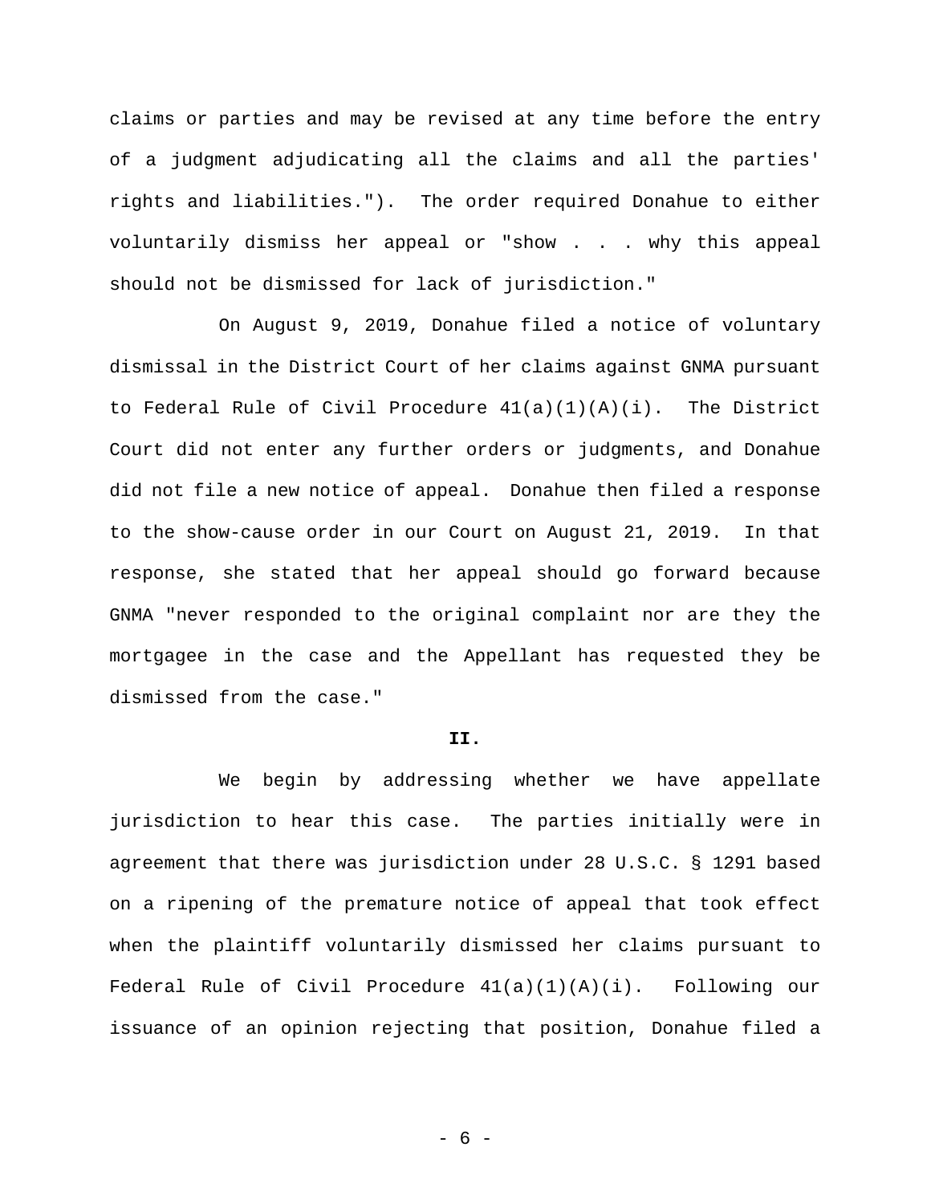claims or parties and may be revised at any time before the entry of a judgment adjudicating all the claims and all the parties' rights and liabilities."). The order required Donahue to either voluntarily dismiss her appeal or "show . . . why this appeal should not be dismissed for lack of jurisdiction."

On August 9, 2019, Donahue filed a notice of voluntary dismissal in the District Court of her claims against GNMA pursuant to Federal Rule of Civil Procedure 41(a)(1)(A)(i). The District Court did not enter any further orders or judgments, and Donahue did not file a new notice of appeal. Donahue then filed a response to the show-cause order in our Court on August 21, 2019. In that response, she stated that her appeal should go forward because GNMA "never responded to the original complaint nor are they the mortgagee in the case and the Appellant has requested they be dismissed from the case."

**II.**

We begin by addressing whether we have appellate jurisdiction to hear this case. The parties initially were in agreement that there was jurisdiction under 28 U.S.C. § 1291 based on a ripening of the premature notice of appeal that took effect when the plaintiff voluntarily dismissed her claims pursuant to Federal Rule of Civil Procedure 41(a)(1)(A)(i). Following our issuance of an opinion rejecting that position, Donahue filed a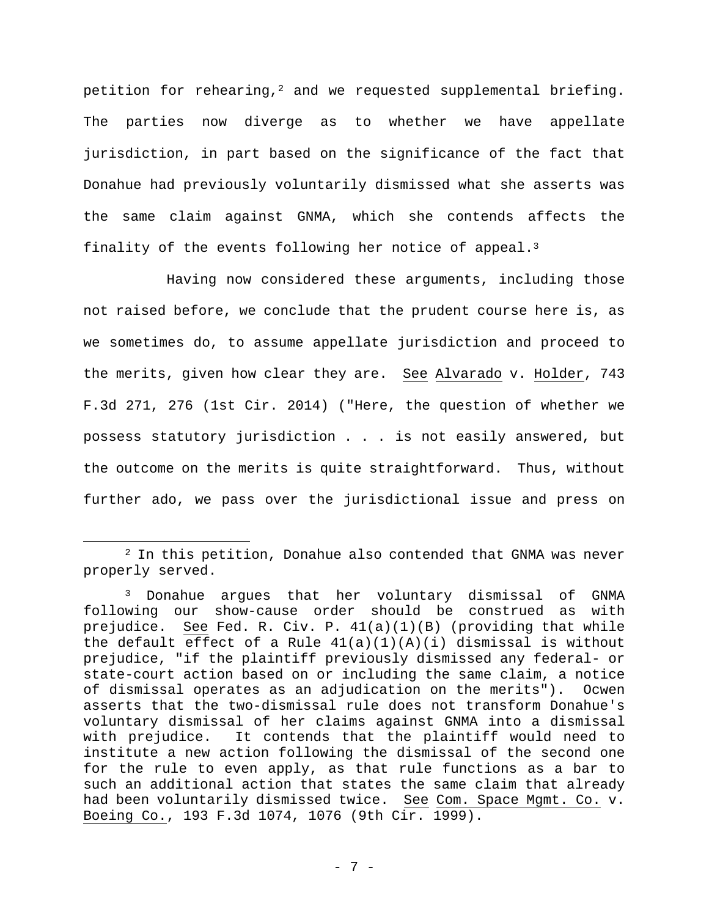petition for rehearing,[2] and we requested supplemental briefing. The parties now diverge as to whether we have appellate jurisdiction, in part based on the significance of the fact that Donahue had previously voluntarily dismissed what she asserts was the same claim against GNMA, which she contends affects the finality of the events following her notice of appeal.[3]

Having now considered these arguments, including those not raised before, we conclude that the prudent course here is, as we sometimes do, to assume appellate jurisdiction and proceed to the merits, given how clear they are. See Alvarado v. Holder, 743 F.3d 271, 276 (1st Cir. 2014) ("Here, the question of whether we possess statutory jurisdiction . . . is not easily answered, but the outcome on the merits is quite straightforward. Thus, without further ado, we pass over the jurisdictional issue and press on

---

[2] In this petition, Donahue also contended that GNMA was never properly served.

[3] Donahue argues that her voluntary dismissal of GNMA following our show-cause order should be construed as with prejudice. See Fed. R. Civ. P. 41(a)(1)(B) (providing that while the default effect of a Rule 41(a)(1)(A)(i) dismissal is without prejudice, "if the plaintiff previously dismissed any federal- or state-court action based on or including the same claim, a notice of dismissal operates as an adjudication on the merits"). Ocwen asserts that the two-dismissal rule does not transform Donahue's voluntary dismissal of her claims against GNMA into a dismissal with prejudice. It contends that the plaintiff would need to institute a new action following the dismissal of the second one for the rule to even apply, as that rule functions as a bar to such an additional action that states the same claim that already had been voluntarily dismissed twice. See Com. Space Mgmt. Co. v. Boeing Co., 193 F.3d 1074, 1076 (9th Cir. 1999).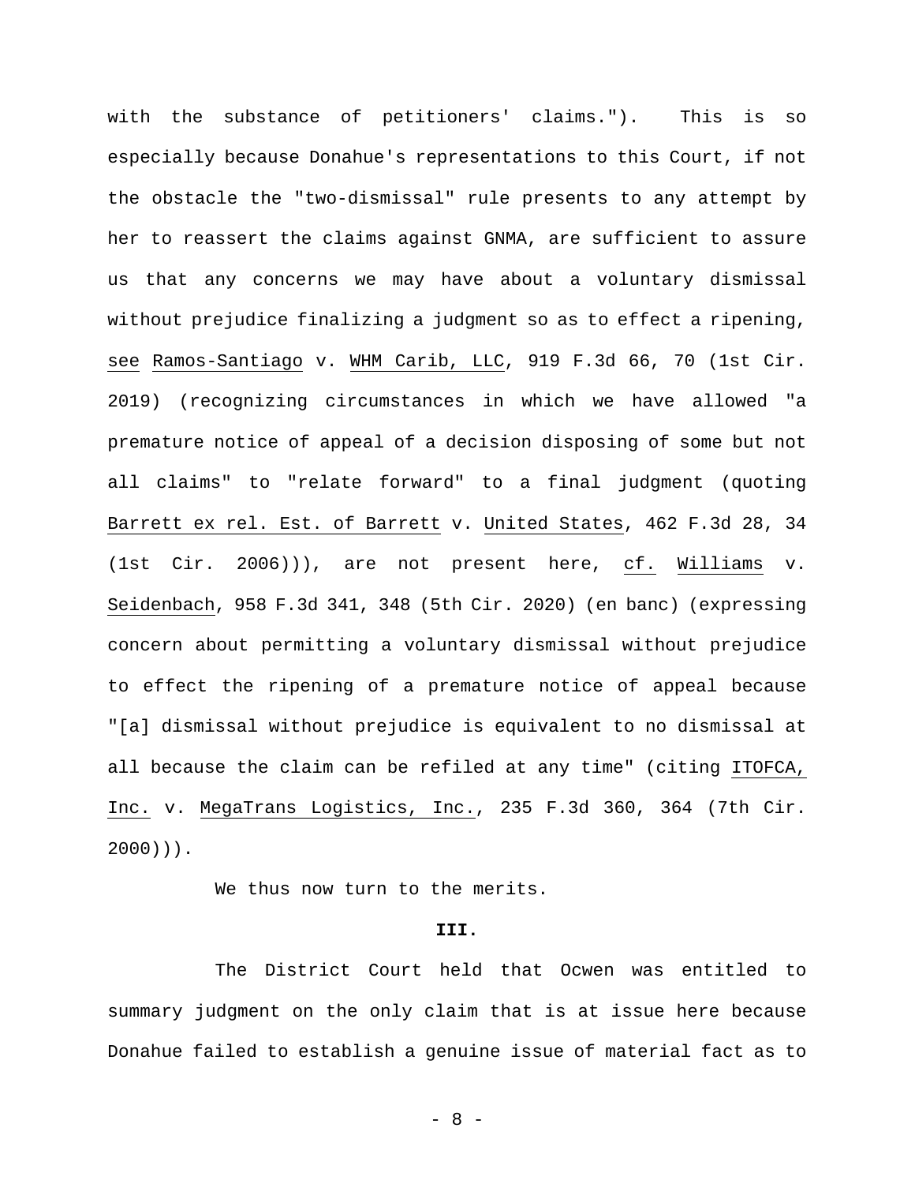with the substance of petitioners' claims."). This is so especially because Donahue's representations to this Court, if not the obstacle the "two-dismissal" rule presents to any attempt by her to reassert the claims against GNMA, are sufficient to assure us that any concerns we may have about a voluntary dismissal without prejudice finalizing a judgment so as to effect a ripening, see Ramos-Santiago v. WHM Carib, LLC, 919 F.3d 66, 70 (1st Cir. 2019) (recognizing circumstances in which we have allowed "a premature notice of appeal of a decision disposing of some but not all claims" to "relate forward" to a final judgment (quoting Barrett ex rel. Est. of Barrett v. United States, 462 F.3d 28, 34 (1st Cir. 2006))), are not present here, cf. Williams v. Seidenbach, 958 F.3d 341, 348 (5th Cir. 2020) (en banc) (expressing concern about permitting a voluntary dismissal without prejudice to effect the ripening of a premature notice of appeal because "[a] dismissal without prejudice is equivalent to no dismissal at all because the claim can be refiled at any time" (citing ITOFCA, Inc. v. MegaTrans Logistics, Inc., 235 F.3d 360, 364 (7th Cir. 2000))).

We thus now turn to the merits.

**III.**

The District Court held that Ocwen was entitled to summary judgment on the only claim that is at issue here because Donahue failed to establish a genuine issue of material fact as to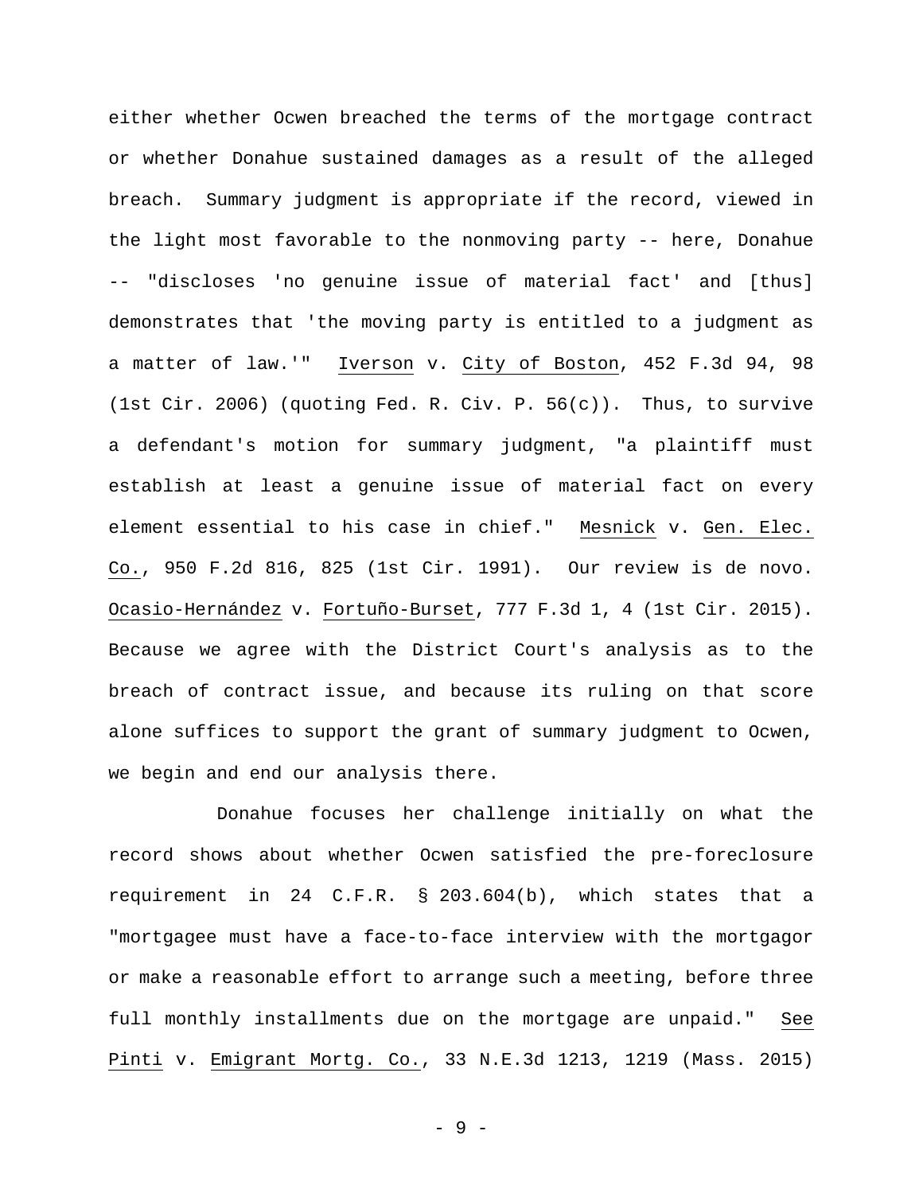either whether Ocwen breached the terms of the mortgage contract or whether Donahue sustained damages as a result of the alleged breach. Summary judgment is appropriate if the record, viewed in the light most favorable to the nonmoving party -- here, Donahue -- "discloses 'no genuine issue of material fact' and [thus] demonstrates that 'the moving party is entitled to a judgment as a matter of law.'" Iverson v. City of Boston, 452 F.3d 94, 98 (1st Cir. 2006) (quoting Fed. R. Civ. P. 56(c)). Thus, to survive a defendant's motion for summary judgment, "a plaintiff must establish at least a genuine issue of material fact on every element essential to his case in chief." Mesnick v. Gen. Elec. Co., 950 F.2d 816, 825 (1st Cir. 1991). Our review is de novo. Ocasio-Hernández v. Fortuño-Burset, 777 F.3d 1, 4 (1st Cir. 2015). Because we agree with the District Court's analysis as to the breach of contract issue, and because its ruling on that score alone suffices to support the grant of summary judgment to Ocwen, we begin and end our analysis there.

Donahue focuses her challenge initially on what the record shows about whether Ocwen satisfied the pre-foreclosure requirement in 24 C.F.R. § 203.604(b), which states that a "mortgagee must have a face-to-face interview with the mortgagor or make a reasonable effort to arrange such a meeting, before three full monthly installments due on the mortgage are unpaid." See Pinti v. Emigrant Mortg. Co., 33 N.E.3d 1213, 1219 (Mass. 2015)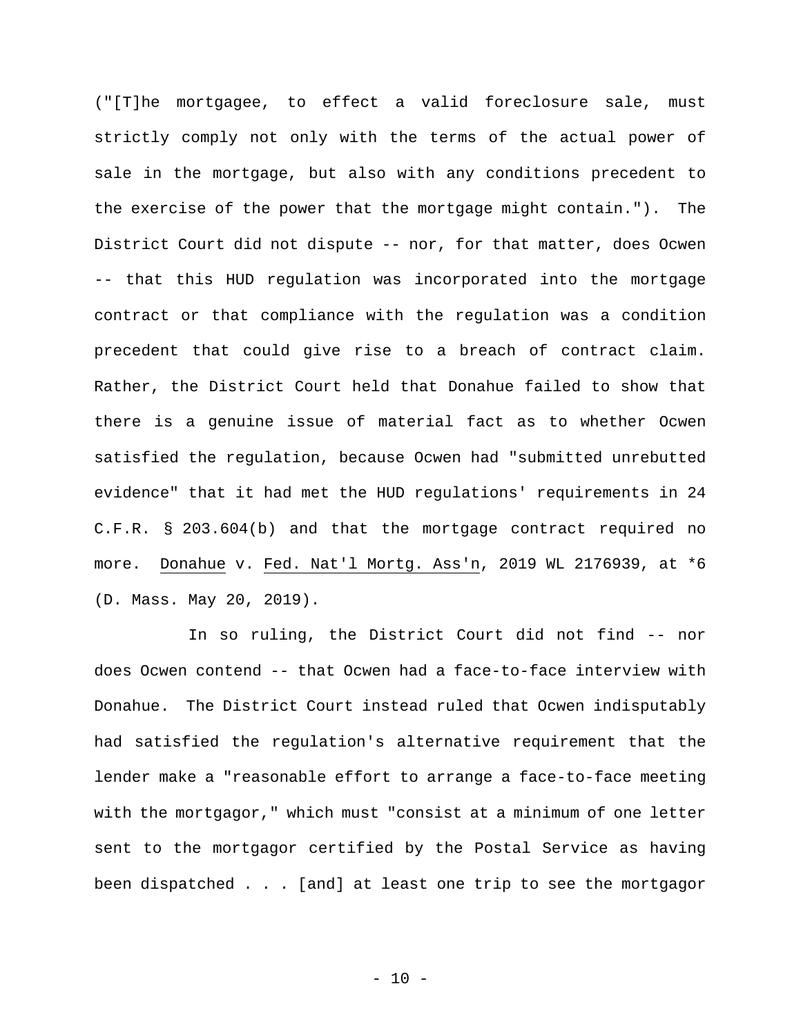("[T]he mortgagee, to effect a valid foreclosure sale, must strictly comply not only with the terms of the actual power of sale in the mortgage, but also with any conditions precedent to the exercise of the power that the mortgage might contain."). The District Court did not dispute -- nor, for that matter, does Ocwen -- that this HUD regulation was incorporated into the mortgage contract or that compliance with the regulation was a condition precedent that could give rise to a breach of contract claim. Rather, the District Court held that Donahue failed to show that there is a genuine issue of material fact as to whether Ocwen satisfied the regulation, because Ocwen had "submitted unrebutted evidence" that it had met the HUD regulations' requirements in 24 C.F.R. § 203.604(b) and that the mortgage contract required no more. Donahue v. Fed. Nat'l Mortg. Ass'n, 2019 WL 2176939, at *6 (D. Mass. May 20, 2019).

In so ruling, the District Court did not find -- nor does Ocwen contend -- that Ocwen had a face-to-face interview with Donahue. The District Court instead ruled that Ocwen indisputably had satisfied the regulation's alternative requirement that the lender make a "reasonable effort to arrange a face-to-face meeting with the mortgagor," which must "consist at a minimum of one letter sent to the mortgagor certified by the Postal Service as having been dispatched . . . [and] at least one trip to see the mortgagor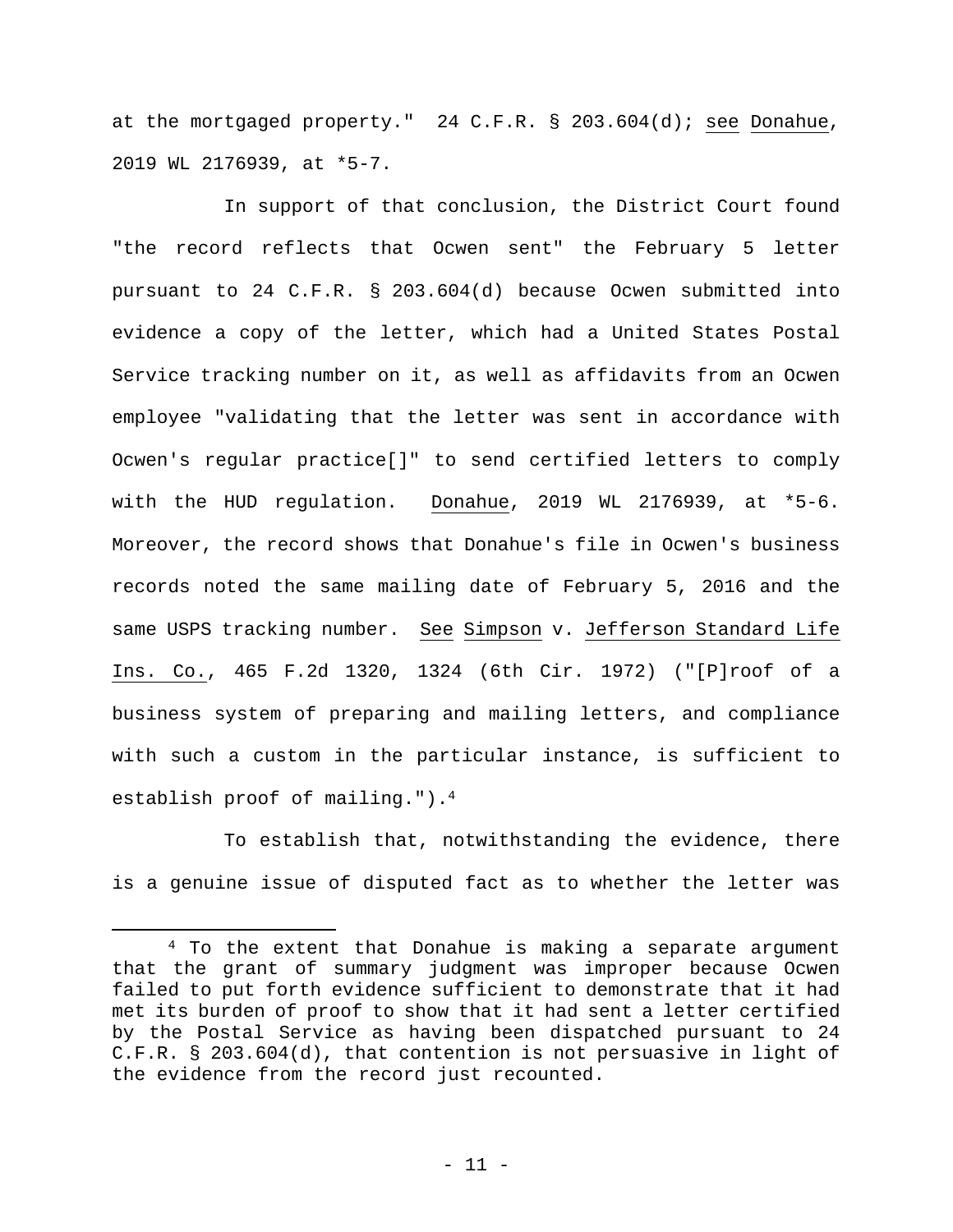at the mortgaged property." 24 C.F.R. § 203.604(d); see Donahue, 2019 WL 2176939, at *5-7.

In support of that conclusion, the District Court found "the record reflects that Ocwen sent" the February 5 letter pursuant to 24 C.F.R. § 203.604(d) because Ocwen submitted into evidence a copy of the letter, which had a United States Postal Service tracking number on it, as well as affidavits from an Ocwen employee "validating that the letter was sent in accordance with Ocwen's regular practice[]" to send certified letters to comply with the HUD regulation. Donahue, 2019 WL 2176939, at *5-6. Moreover, the record shows that Donahue's file in Ocwen's business records noted the same mailing date of February 5, 2016 and the same USPS tracking number. See Simpson v. Jefferson Standard Life Ins. Co., 465 F.2d 1320, 1324 (6th Cir. 1972) ("[P]roof of a business system of preparing and mailing letters, and compliance with such a custom in the particular instance, is sufficient to establish proof of mailing.").[4]

To establish that, notwithstanding the evidence, there is a genuine issue of disputed fact as to whether the letter was

---

[4] To the extent that Donahue is making a separate argument that the grant of summary judgment was improper because Ocwen failed to put forth evidence sufficient to demonstrate that it had met its burden of proof to show that it had sent a letter certified by the Postal Service as having been dispatched pursuant to 24 C.F.R. § 203.604(d), that contention is not persuasive in light of the evidence from the record just recounted.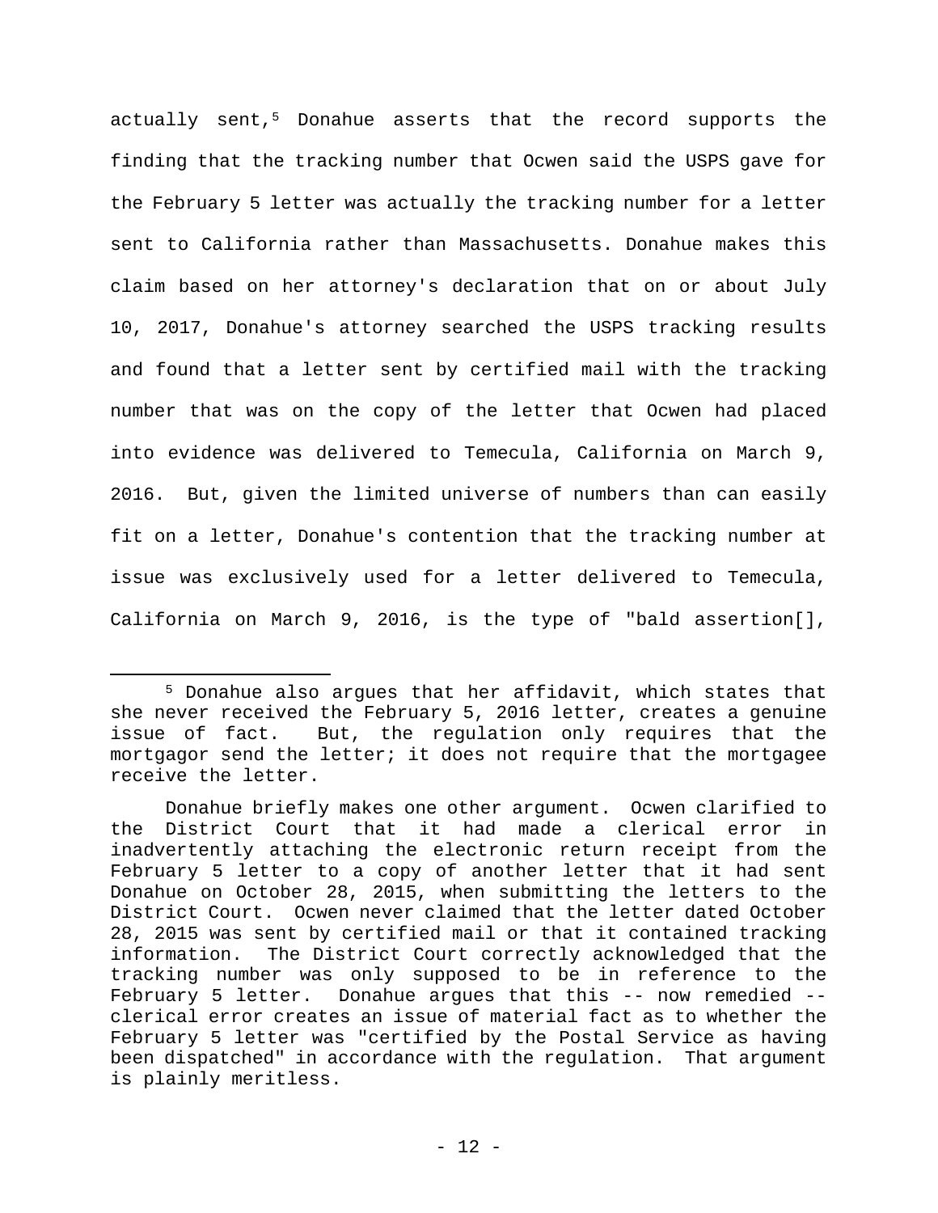actually sent,[5] Donahue asserts that the record supports the finding that the tracking number that Ocwen said the USPS gave for the February 5 letter was actually the tracking number for a letter sent to California rather than Massachusetts. Donahue makes this claim based on her attorney's declaration that on or about July 10, 2017, Donahue's attorney searched the USPS tracking results and found that a letter sent by certified mail with the tracking number that was on the copy of the letter that Ocwen had placed into evidence was delivered to Temecula, California on March 9, 2016. But, given the limited universe of numbers than can easily fit on a letter, Donahue's contention that the tracking number at issue was exclusively used for a letter delivered to Temecula, California on March 9, 2016, is the type of "bald assertion[],

---

[5] Donahue also argues that her affidavit, which states that she never received the February 5, 2016 letter, creates a genuine issue of fact. But, the regulation only requires that the mortgagor send the letter; it does not require that the mortgagee receive the letter.

Donahue briefly makes one other argument. Ocwen clarified to the District Court that it had made a clerical error in inadvertently attaching the electronic return receipt from the February 5 letter to a copy of another letter that it had sent Donahue on October 28, 2015, when submitting the letters to the District Court. Ocwen never claimed that the letter dated October 28, 2015 was sent by certified mail or that it contained tracking information. The District Court correctly acknowledged that the tracking number was only supposed to be in reference to the February 5 letter. Donahue argues that this -- now remedied -- clerical error creates an issue of material fact as to whether the February 5 letter was "certified by the Postal Service as having been dispatched" in accordance with the regulation. That argument is plainly meritless.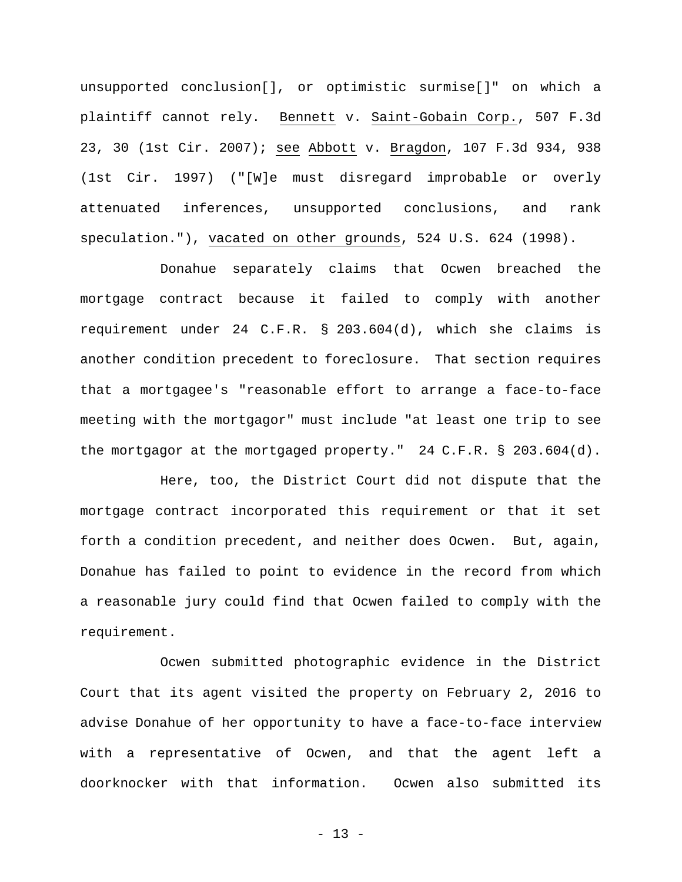unsupported conclusion[], or optimistic surmise[]" on which a plaintiff cannot rely. Bennett v. Saint-Gobain Corp., 507 F.3d 23, 30 (1st Cir. 2007); see Abbott v. Bragdon, 107 F.3d 934, 938 (1st Cir. 1997) ("[W]e must disregard improbable or overly attenuated inferences, unsupported conclusions, and rank speculation."), vacated on other grounds, 524 U.S. 624 (1998).

Donahue separately claims that Ocwen breached the mortgage contract because it failed to comply with another requirement under 24 C.F.R. § 203.604(d), which she claims is another condition precedent to foreclosure. That section requires that a mortgagee's "reasonable effort to arrange a face-to-face meeting with the mortgagor" must include "at least one trip to see the mortgagor at the mortgaged property." 24 C.F.R. § 203.604(d).

Here, too, the District Court did not dispute that the mortgage contract incorporated this requirement or that it set forth a condition precedent, and neither does Ocwen. But, again, Donahue has failed to point to evidence in the record from which a reasonable jury could find that Ocwen failed to comply with the requirement.

Ocwen submitted photographic evidence in the District Court that its agent visited the property on February 2, 2016 to advise Donahue of her opportunity to have a face-to-face interview with a representative of Ocwen, and that the agent left a doorknocker with that information. Ocwen also submitted its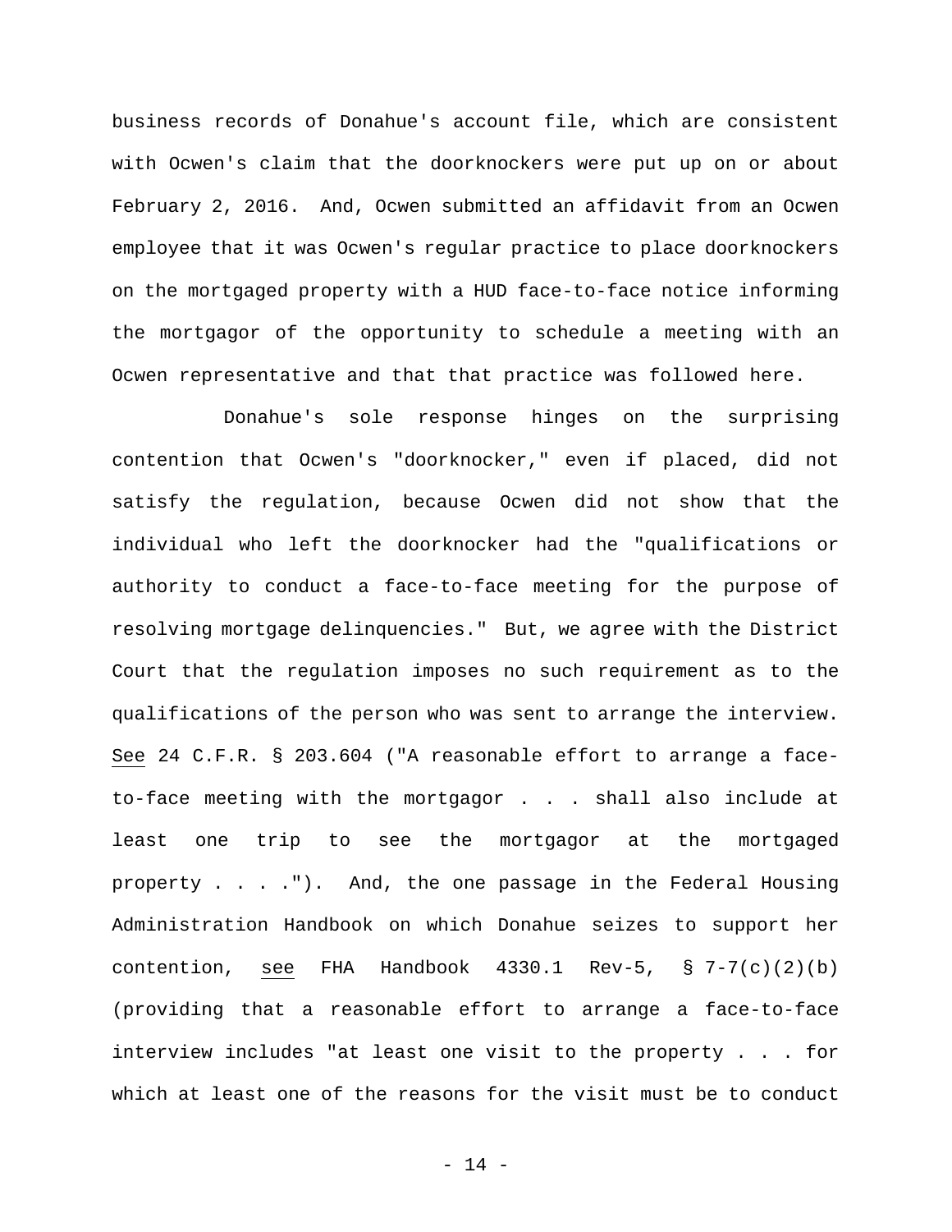business records of Donahue's account file, which are consistent with Ocwen's claim that the doorknockers were put up on or about February 2, 2016. And, Ocwen submitted an affidavit from an Ocwen employee that it was Ocwen's regular practice to place doorknockers on the mortgaged property with a HUD face-to-face notice informing the mortgagor of the opportunity to schedule a meeting with an Ocwen representative and that that practice was followed here.

Donahue's sole response hinges on the surprising contention that Ocwen's "doorknocker," even if placed, did not satisfy the regulation, because Ocwen did not show that the individual who left the doorknocker had the "qualifications or authority to conduct a face-to-face meeting for the purpose of resolving mortgage delinquencies." But, we agree with the District Court that the regulation imposes no such requirement as to the qualifications of the person who was sent to arrange the interview. See 24 C.F.R. § 203.604 ("A reasonable effort to arrange a face-to-face meeting with the mortgagor . . . shall also include at least one trip to see the mortgagor at the mortgaged property . . . ."). And, the one passage in the Federal Housing Administration Handbook on which Donahue seizes to support her contention, see FHA Handbook 4330.1 Rev-5, § 7-7(c)(2)(b) (providing that a reasonable effort to arrange a face-to-face interview includes "at least one visit to the property . . . for which at least one of the reasons for the visit must be to conduct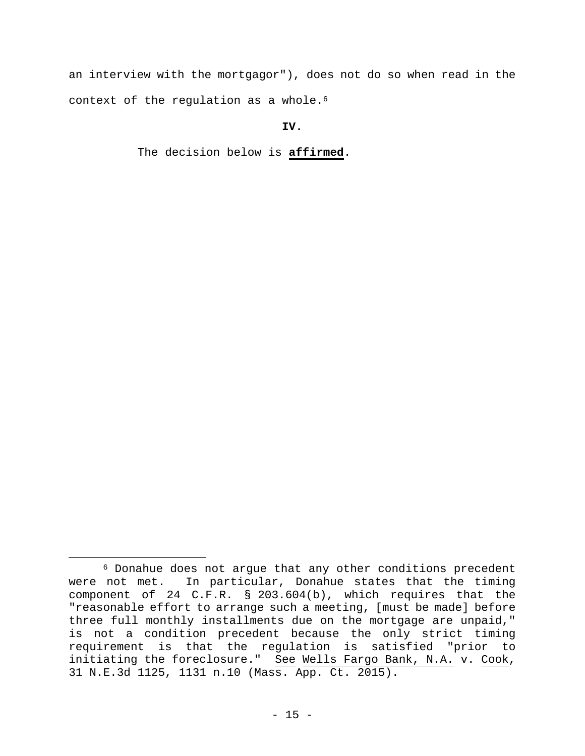an interview with the mortgagor"), does not do so when read in the context of the regulation as a whole.[6]

**IV.**

The decision below is **affirmed**.

---

[6] Donahue does not argue that any other conditions precedent were not met. In particular, Donahue states that the timing component of 24 C.F.R. § 203.604(b), which requires that the "reasonable effort to arrange such a meeting, [must be made] before three full monthly installments due on the mortgage are unpaid," is not a condition precedent because the only strict timing requirement is that the regulation is satisfied "prior to initiating the foreclosure." See Wells Fargo Bank, N.A. v. Cook, 31 N.E.3d 1125, 1131 n.10 (Mass. App. Ct. 2015).